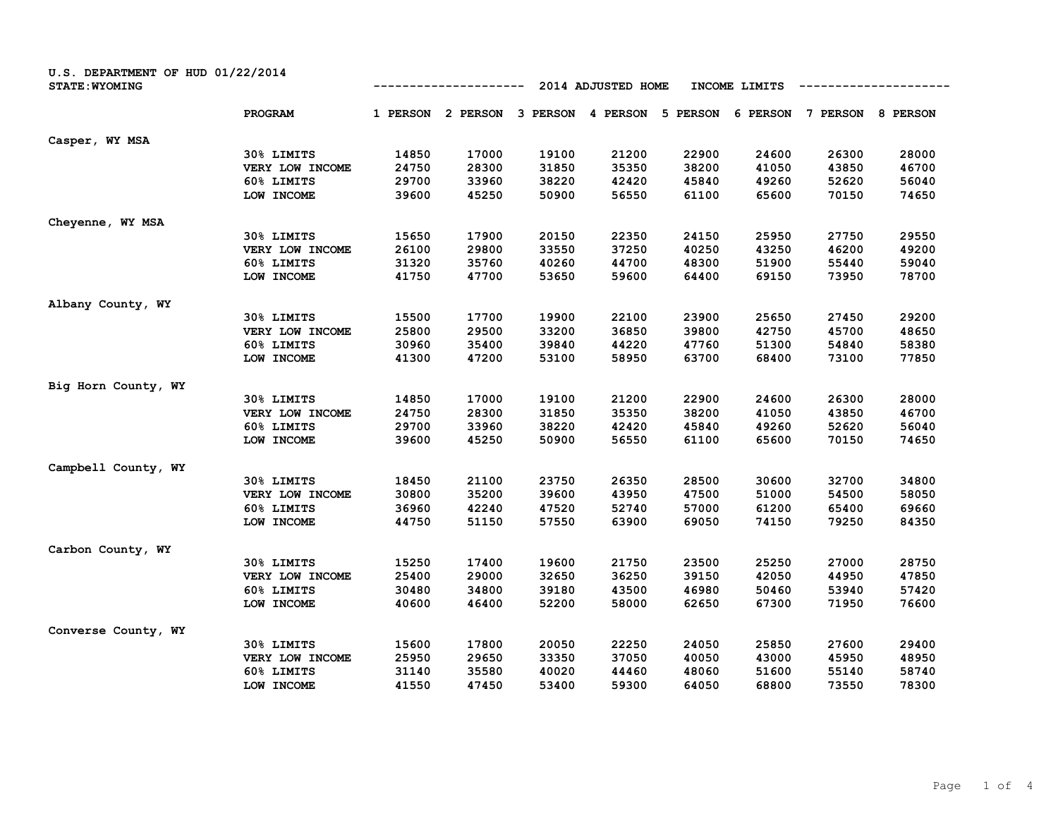U.S. DEPARTMENT OF HUD 01/22/2014

STATE: WYOMING

## 2014 ADJUSTED HOME INCOME LIMITS

| | PROGRAM | 1 PERSON | 2 PERSON | 3 PERSON | 4 PERSON | 5 PERSON | 6 PERSON | 7 PERSON | 8 PERSON |
|---|---|---|---|---|---|---|---|---|---|
| Casper, WY MSA | | | | | | | | | |
| | 30% LIMITS | 14850 | 17000 | 19100 | 21200 | 22900 | 24600 | 26300 | 28000 |
| | VERY LOW INCOME | 24750 | 28300 | 31850 | 35350 | 38200 | 41050 | 43850 | 46700 |
| | 60% LIMITS | 29700 | 33960 | 38220 | 42420 | 45840 | 49260 | 52620 | 56040 |
| | LOW INCOME | 39600 | 45250 | 50900 | 56550 | 61100 | 65600 | 70150 | 74650 |
| Cheyenne, WY MSA | | | | | | | | | |
| | 30% LIMITS | 15650 | 17900 | 20150 | 22350 | 24150 | 25950 | 27750 | 29550 |
| | VERY LOW INCOME | 26100 | 29800 | 33550 | 37250 | 40250 | 43250 | 46200 | 49200 |
| | 60% LIMITS | 31320 | 35760 | 40260 | 44700 | 48300 | 51900 | 55440 | 59040 |
| | LOW INCOME | 41750 | 47700 | 53650 | 59600 | 64400 | 69150 | 73950 | 78700 |
| Albany County, WY | | | | | | | | | |
| | 30% LIMITS | 15500 | 17700 | 19900 | 22100 | 23900 | 25650 | 27450 | 29200 |
| | VERY LOW INCOME | 25800 | 29500 | 33200 | 36850 | 39800 | 42750 | 45700 | 48650 |
| | 60% LIMITS | 30960 | 35400 | 39840 | 44220 | 47760 | 51300 | 54840 | 58380 |
| | LOW INCOME | 41300 | 47200 | 53100 | 58950 | 63700 | 68400 | 73100 | 77850 |
| Big Horn County, WY | | | | | | | | | |
| | 30% LIMITS | 14850 | 17000 | 19100 | 21200 | 22900 | 24600 | 26300 | 28000 |
| | VERY LOW INCOME | 24750 | 28300 | 31850 | 35350 | 38200 | 41050 | 43850 | 46700 |
| | 60% LIMITS | 29700 | 33960 | 38220 | 42420 | 45840 | 49260 | 52620 | 56040 |
| | LOW INCOME | 39600 | 45250 | 50900 | 56550 | 61100 | 65600 | 70150 | 74650 |
| Campbell County, WY | | | | | | | | | |
| | 30% LIMITS | 18450 | 21100 | 23750 | 26350 | 28500 | 30600 | 32700 | 34800 |
| | VERY LOW INCOME | 30800 | 35200 | 39600 | 43950 | 47500 | 51000 | 54500 | 58050 |
| | 60% LIMITS | 36960 | 42240 | 47520 | 52740 | 57000 | 61200 | 65400 | 69660 |
| | LOW INCOME | 44750 | 51150 | 57550 | 63900 | 69050 | 74150 | 79250 | 84350 |
| Carbon County, WY | | | | | | | | | |
| | 30% LIMITS | 15250 | 17400 | 19600 | 21750 | 23500 | 25250 | 27000 | 28750 |
| | VERY LOW INCOME | 25400 | 29000 | 32650 | 36250 | 39150 | 42050 | 44950 | 47850 |
| | 60% LIMITS | 30480 | 34800 | 39180 | 43500 | 46980 | 50460 | 53940 | 57420 |
| | LOW INCOME | 40600 | 46400 | 52200 | 58000 | 62650 | 67300 | 71950 | 76600 |
| Converse County, WY | | | | | | | | | |
| | 30% LIMITS | 15600 | 17800 | 20050 | 22250 | 24050 | 25850 | 27600 | 29400 |
| | VERY LOW INCOME | 25950 | 29650 | 33350 | 37050 | 40050 | 43000 | 45950 | 48950 |
| | 60% LIMITS | 31140 | 35580 | 40020 | 44460 | 48060 | 51600 | 55140 | 58740 |
| | LOW INCOME | 41550 | 47450 | 53400 | 59300 | 64050 | 68800 | 73550 | 78300 |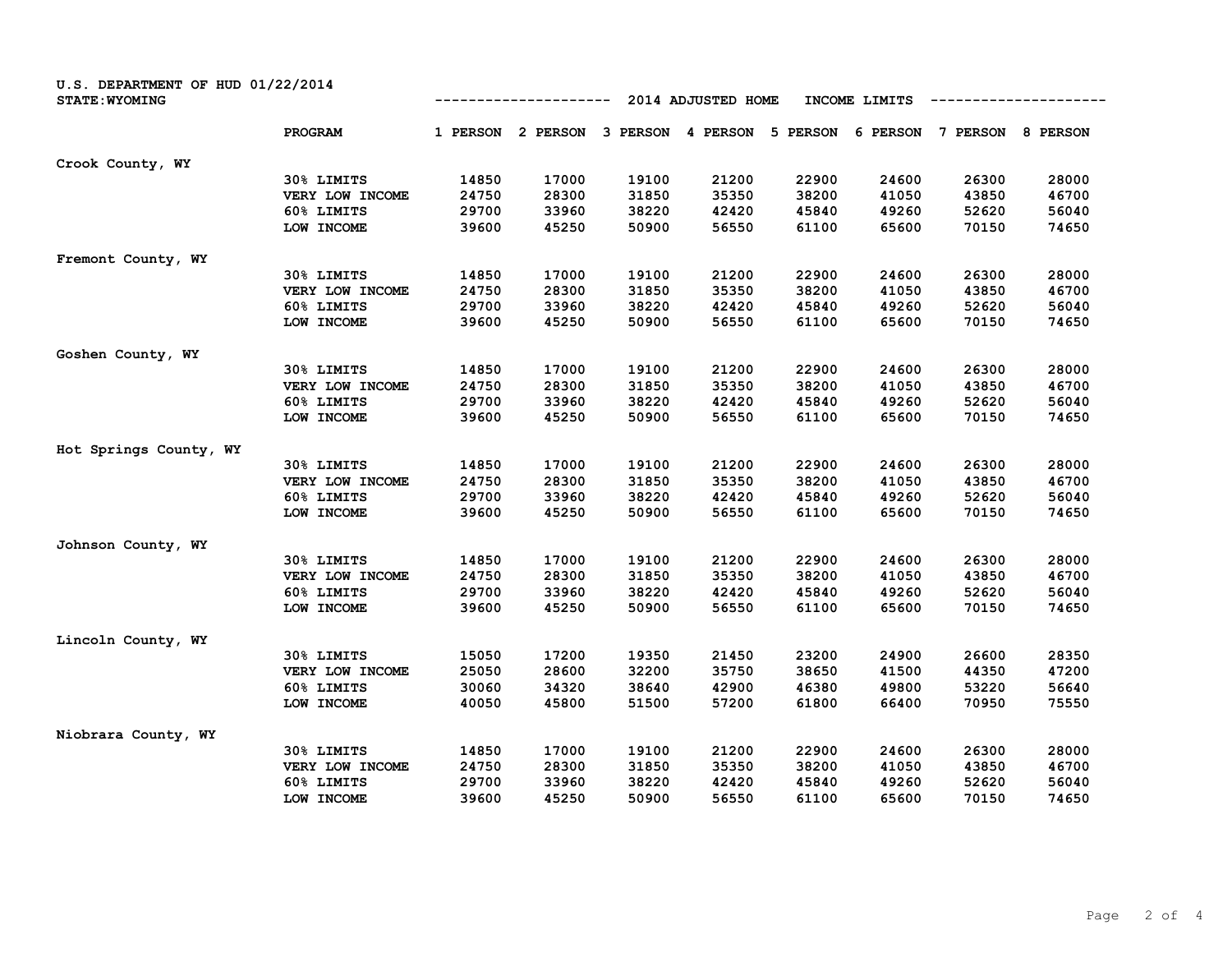U.S. DEPARTMENT OF HUD 01/22/2014
STATE:WYOMING

2014 ADJUSTED HOME INCOME LIMITS

| | PROGRAM | 1 PERSON | 2 PERSON | 3 PERSON | 4 PERSON | 5 PERSON | 6 PERSON | 7 PERSON | 8 PERSON |
|---|---|---|---|---|---|---|---|---|---|
| Crook County, WY | | | | | | | | | |
| | 30% LIMITS | 14850 | 17000 | 19100 | 21200 | 22900 | 24600 | 26300 | 28000 |
| | VERY LOW INCOME | 24750 | 28300 | 31850 | 35350 | 38200 | 41050 | 43850 | 46700 |
| | 60% LIMITS | 29700 | 33960 | 38220 | 42420 | 45840 | 49260 | 52620 | 56040 |
| | LOW INCOME | 39600 | 45250 | 50900 | 56550 | 61100 | 65600 | 70150 | 74650 |
| Fremont County, WY | | | | | | | | | |
| | 30% LIMITS | 14850 | 17000 | 19100 | 21200 | 22900 | 24600 | 26300 | 28000 |
| | VERY LOW INCOME | 24750 | 28300 | 31850 | 35350 | 38200 | 41050 | 43850 | 46700 |
| | 60% LIMITS | 29700 | 33960 | 38220 | 42420 | 45840 | 49260 | 52620 | 56040 |
| | LOW INCOME | 39600 | 45250 | 50900 | 56550 | 61100 | 65600 | 70150 | 74650 |
| Goshen County, WY | | | | | | | | | |
| | 30% LIMITS | 14850 | 17000 | 19100 | 21200 | 22900 | 24600 | 26300 | 28000 |
| | VERY LOW INCOME | 24750 | 28300 | 31850 | 35350 | 38200 | 41050 | 43850 | 46700 |
| | 60% LIMITS | 29700 | 33960 | 38220 | 42420 | 45840 | 49260 | 52620 | 56040 |
| | LOW INCOME | 39600 | 45250 | 50900 | 56550 | 61100 | 65600 | 70150 | 74650 |
| Hot Springs County, WY | | | | | | | | | |
| | 30% LIMITS | 14850 | 17000 | 19100 | 21200 | 22900 | 24600 | 26300 | 28000 |
| | VERY LOW INCOME | 24750 | 28300 | 31850 | 35350 | 38200 | 41050 | 43850 | 46700 |
| | 60% LIMITS | 29700 | 33960 | 38220 | 42420 | 45840 | 49260 | 52620 | 56040 |
| | LOW INCOME | 39600 | 45250 | 50900 | 56550 | 61100 | 65600 | 70150 | 74650 |
| Johnson County, WY | | | | | | | | | |
| | 30% LIMITS | 14850 | 17000 | 19100 | 21200 | 22900 | 24600 | 26300 | 28000 |
| | VERY LOW INCOME | 24750 | 28300 | 31850 | 35350 | 38200 | 41050 | 43850 | 46700 |
| | 60% LIMITS | 29700 | 33960 | 38220 | 42420 | 45840 | 49260 | 52620 | 56040 |
| | LOW INCOME | 39600 | 45250 | 50900 | 56550 | 61100 | 65600 | 70150 | 74650 |
| Lincoln County, WY | | | | | | | | | |
| | 30% LIMITS | 15050 | 17200 | 19350 | 21450 | 23200 | 24900 | 26600 | 28350 |
| | VERY LOW INCOME | 25050 | 28600 | 32200 | 35750 | 38650 | 41500 | 44350 | 47200 |
| | 60% LIMITS | 30060 | 34320 | 38640 | 42900 | 46380 | 49800 | 53220 | 56640 |
| | LOW INCOME | 40050 | 45800 | 51500 | 57200 | 61800 | 66400 | 70950 | 75550 |
| Niobrara County, WY | | | | | | | | | |
| | 30% LIMITS | 14850 | 17000 | 19100 | 21200 | 22900 | 24600 | 26300 | 28000 |
| | VERY LOW INCOME | 24750 | 28300 | 31850 | 35350 | 38200 | 41050 | 43850 | 46700 |
| | 60% LIMITS | 29700 | 33960 | 38220 | 42420 | 45840 | 49260 | 52620 | 56040 |
| | LOW INCOME | 39600 | 45250 | 50900 | 56550 | 61100 | 65600 | 70150 | 74650 |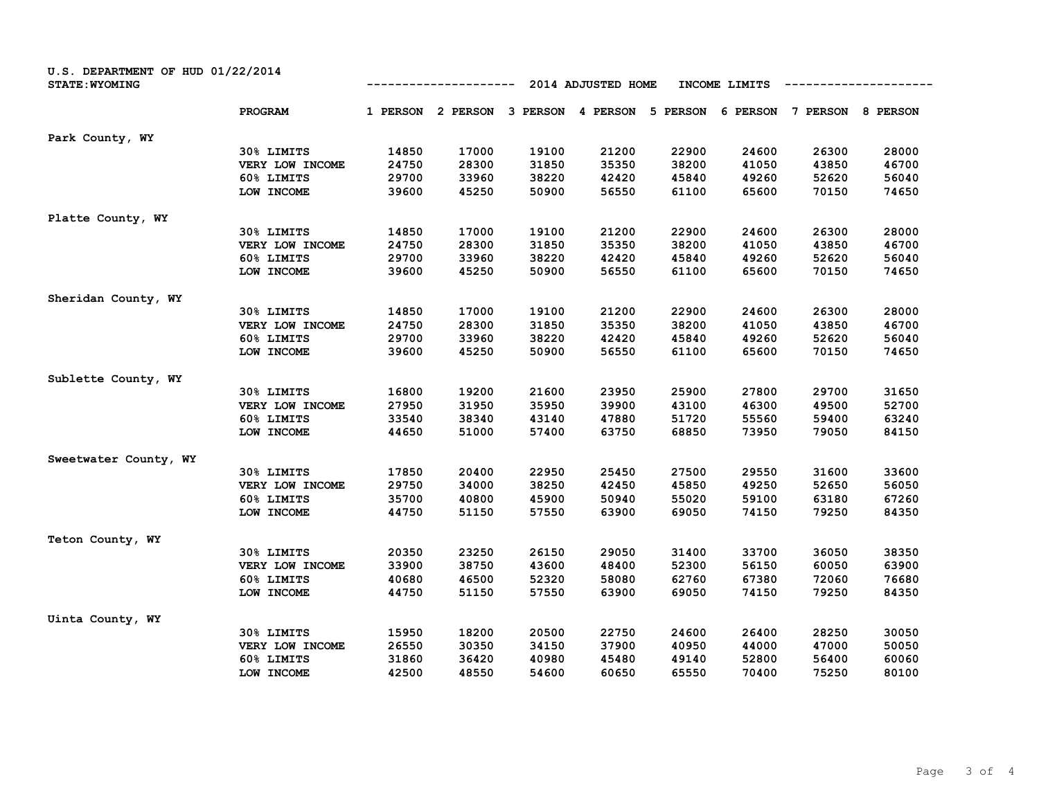U.S. DEPARTMENT OF HUD 01/22/2014
STATE: WYOMING

2014 ADJUSTED HOME INCOME LIMITS

| | PROGRAM | 1 PERSON | 2 PERSON | 3 PERSON | 4 PERSON | 5 PERSON | 6 PERSON | 7 PERSON | 8 PERSON |
|---|---|---|---|---|---|---|---|---|---|
| Park County, WY | | | | | | | | | |
| | 30% LIMITS | 14850 | 17000 | 19100 | 21200 | 22900 | 24600 | 26300 | 28000 |
| | VERY LOW INCOME | 24750 | 28300 | 31850 | 35350 | 38200 | 41050 | 43850 | 46700 |
| | 60% LIMITS | 29700 | 33960 | 38220 | 42420 | 45840 | 49260 | 52620 | 56040 |
| | LOW INCOME | 39600 | 45250 | 50900 | 56550 | 61100 | 65600 | 70150 | 74650 |
| Platte County, WY | | | | | | | | | |
| | 30% LIMITS | 14850 | 17000 | 19100 | 21200 | 22900 | 24600 | 26300 | 28000 |
| | VERY LOW INCOME | 24750 | 28300 | 31850 | 35350 | 38200 | 41050 | 43850 | 46700 |
| | 60% LIMITS | 29700 | 33960 | 38220 | 42420 | 45840 | 49260 | 52620 | 56040 |
| | LOW INCOME | 39600 | 45250 | 50900 | 56550 | 61100 | 65600 | 70150 | 74650 |
| Sheridan County, WY | | | | | | | | | |
| | 30% LIMITS | 14850 | 17000 | 19100 | 21200 | 22900 | 24600 | 26300 | 28000 |
| | VERY LOW INCOME | 24750 | 28300 | 31850 | 35350 | 38200 | 41050 | 43850 | 46700 |
| | 60% LIMITS | 29700 | 33960 | 38220 | 42420 | 45840 | 49260 | 52620 | 56040 |
| | LOW INCOME | 39600 | 45250 | 50900 | 56550 | 61100 | 65600 | 70150 | 74650 |
| Sublette County, WY | | | | | | | | | |
| | 30% LIMITS | 16800 | 19200 | 21600 | 23950 | 25900 | 27800 | 29700 | 31650 |
| | VERY LOW INCOME | 27950 | 31950 | 35950 | 39900 | 43100 | 46300 | 49500 | 52700 |
| | 60% LIMITS | 33540 | 38340 | 43140 | 47880 | 51720 | 55560 | 59400 | 63240 |
| | LOW INCOME | 44650 | 51000 | 57400 | 63750 | 68850 | 73950 | 79050 | 84150 |
| Sweetwater County, WY | | | | | | | | | |
| | 30% LIMITS | 17850 | 20400 | 22950 | 25450 | 27500 | 29550 | 31600 | 33600 |
| | VERY LOW INCOME | 29750 | 34000 | 38250 | 42450 | 45850 | 49250 | 52650 | 56050 |
| | 60% LIMITS | 35700 | 40800 | 45900 | 50940 | 55020 | 59100 | 63180 | 67260 |
| | LOW INCOME | 44750 | 51150 | 57550 | 63900 | 69050 | 74150 | 79250 | 84350 |
| Teton County, WY | | | | | | | | | |
| | 30% LIMITS | 20350 | 23250 | 26150 | 29050 | 31400 | 33700 | 36050 | 38350 |
| | VERY LOW INCOME | 33900 | 38750 | 43600 | 48400 | 52300 | 56150 | 60050 | 63900 |
| | 60% LIMITS | 40680 | 46500 | 52320 | 58080 | 62760 | 67380 | 72060 | 76680 |
| | LOW INCOME | 44750 | 51150 | 57550 | 63900 | 69050 | 74150 | 79250 | 84350 |
| Uinta County, WY | | | | | | | | | |
| | 30% LIMITS | 15950 | 18200 | 20500 | 22750 | 24600 | 26400 | 28250 | 30050 |
| | VERY LOW INCOME | 26550 | 30350 | 34150 | 37900 | 40950 | 44000 | 47000 | 50050 |
| | 60% LIMITS | 31860 | 36420 | 40980 | 45480 | 49140 | 52800 | 56400 | 60060 |
| | LOW INCOME | 42500 | 48550 | 54600 | 60650 | 65550 | 70400 | 75250 | 80100 |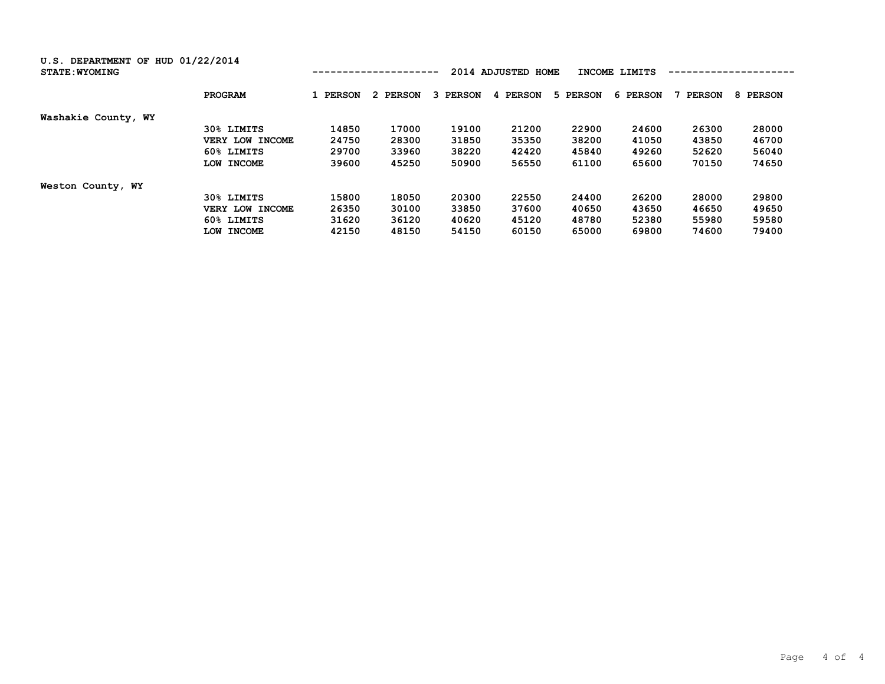U.S. DEPARTMENT OF HUD 01/22/2014

STATE:WYOMING

## 2014 ADJUSTED HOME INCOME LIMITS

| | PROGRAM | 1 PERSON | 2 PERSON | 3 PERSON | 4 PERSON | 5 PERSON | 6 PERSON | 7 PERSON | 8 PERSON |
|---|---|---|---|---|---|---|---|---|---|
| **Washakie County, WY** | | | | | | | | | |
| | 30% LIMITS | 14850 | 17000 | 19100 | 21200 | 22900 | 24600 | 26300 | 28000 |
| | VERY LOW INCOME | 24750 | 28300 | 31850 | 35350 | 38200 | 41050 | 43850 | 46700 |
| | 60% LIMITS | 29700 | 33960 | 38220 | 42420 | 45840 | 49260 | 52620 | 56040 |
| | LOW INCOME | 39600 | 45250 | 50900 | 56550 | 61100 | 65600 | 70150 | 74650 |
| **Weston County, WY** | | | | | | | | | |
| | 30% LIMITS | 15800 | 18050 | 20300 | 22550 | 24400 | 26200 | 28000 | 29800 |
| | VERY LOW INCOME | 26350 | 30100 | 33850 | 37600 | 40650 | 43650 | 46650 | 49650 |
| | 60% LIMITS | 31620 | 36120 | 40620 | 45120 | 48780 | 52380 | 55980 | 59580 |
| | LOW INCOME | 42150 | 48150 | 54150 | 60150 | 65000 | 69800 | 74600 | 79400 |